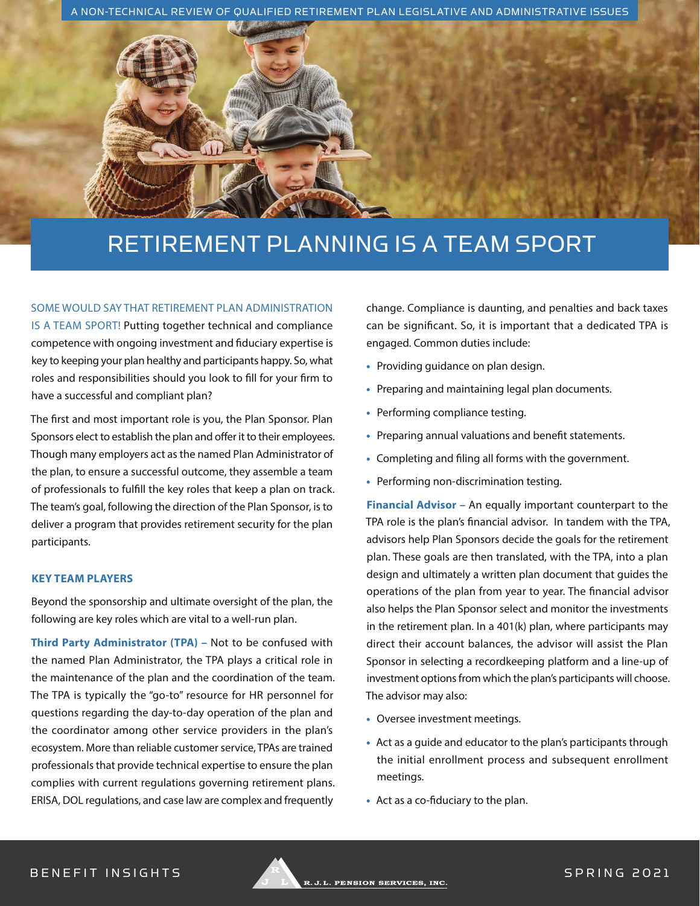A NON-TECHNICAL REVIEW OF QUALIFIED RETIREMENT PLAN LEGISLATIVE AND ADMINISTRATIVE ISSUES

# RETIREMENT PLANNING IS A TEAM SPORT

SOME WOULD SAY THAT RETIREMENT PLAN ADMINISTRATION IS A TEAM SPORT! Putting together technical and compliance competence with ongoing investment and fiduciary expertise is key to keeping your plan healthy and participants happy. So, what roles and responsibilities should you look to fill for your firm to have a successful and compliant plan?

The first and most important role is you, the Plan Sponsor. Plan Sponsors elect to establish the plan and offer it to their employees. Though many employers act as the named Plan Administrator of the plan, to ensure a successful outcome, they assemble a team of professionals to fulfill the key roles that keep a plan on track. The team's goal, following the direction of the Plan Sponsor, is to deliver a program that provides retirement security for the plan participants.

### KEY TEAM PLAYERS

Beyond the sponsorship and ultimate oversight of the plan, the following are key roles which are vital to a well-run plan.

**Third Party Administrator (TPA) –** Not to be confused with the named Plan Administrator, the TPA plays a critical role in the maintenance of the plan and the coordination of the team. The TPA is typically the "go-to" resource for HR personnel for questions regarding the day-to-day operation of the plan and the coordinator among other service providers in the plan's ecosystem. More than reliable customer service, TPAs are trained professionals that provide technical expertise to ensure the plan complies with current regulations governing retirement plans. ERISA, DOL regulations, and case law are complex and frequently change. Compliance is daunting, and penalties and back taxes can be significant. So, it is important that a dedicated TPA is engaged. Common duties include:

- Providing guidance on plan design.
- Preparing and maintaining legal plan documents.
- Performing compliance testing.
- Preparing annual valuations and benefit statements.
- Completing and filing all forms with the government.
- Performing non-discrimination testing.

**Financial Advisor –** An equally important counterpart to the TPA role is the plan's financial advisor. In tandem with the TPA, advisors help Plan Sponsors decide the goals for the retirement plan. These goals are then translated, with the TPA, into a plan design and ultimately a written plan document that guides the operations of the plan from year to year. The financial advisor also helps the Plan Sponsor select and monitor the investments in the retirement plan. In a 401(k) plan, where participants may direct their account balances, the advisor will assist the Plan Sponsor in selecting a recordkeeping platform and a line-up of investment options from which the plan's participants will choose. The advisor may also:

- Oversee investment meetings.
- Act as a guide and educator to the plan's participants through the initial enrollment process and subsequent enrollment meetings.
- Act as a co-fiduciary to the plan.

BENEFIT INSIGHTS — R. J. L. PENSION SERVICES, INC. — SPRING 2021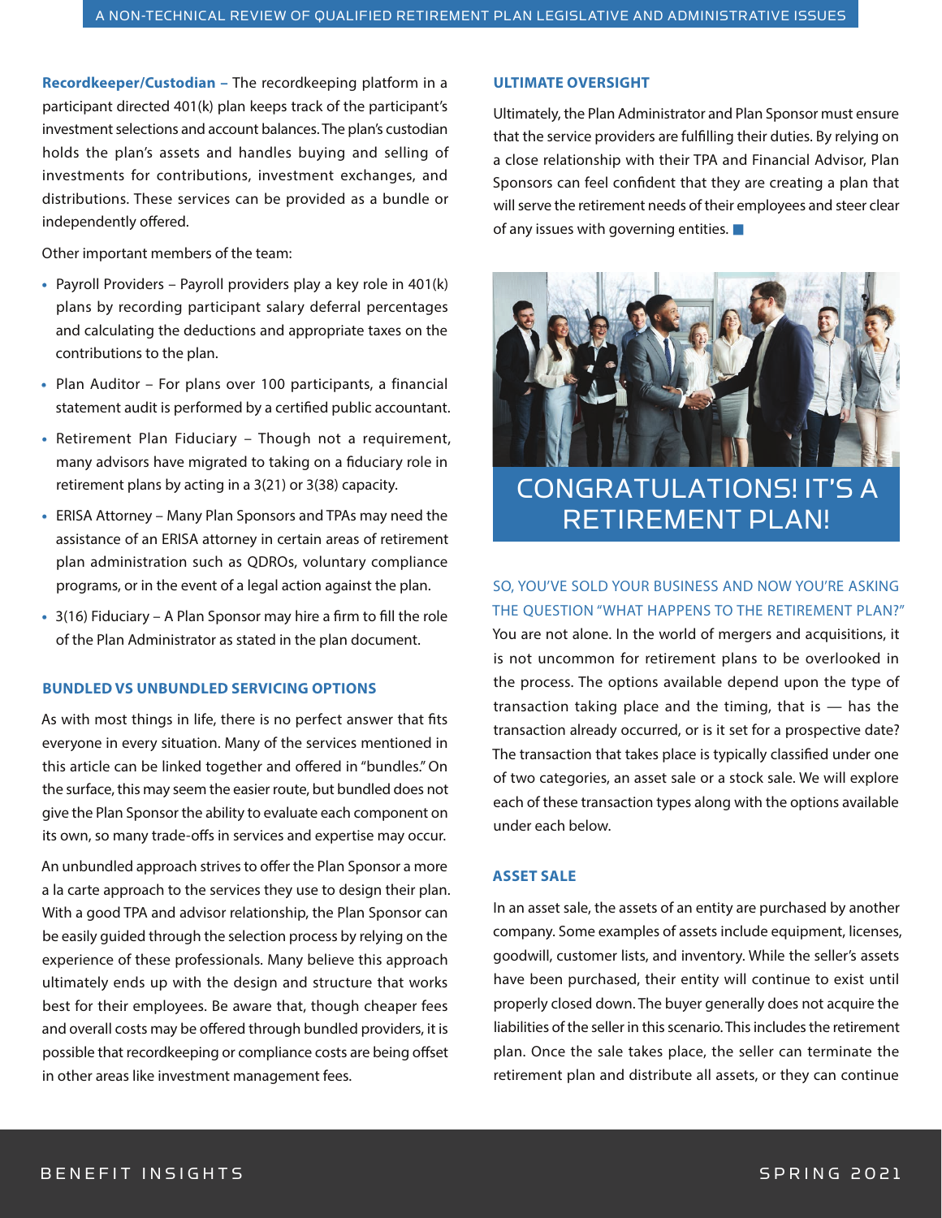**Recordkeeper/Custodian –** The recordkeeping platform in a participant directed 401(k) plan keeps track of the participant's investment selections and account balances. The plan's custodian holds the plan's assets and handles buying and selling of investments for contributions, investment exchanges, and distributions. These services can be provided as a bundle or independently offered.

Other important members of the team:

- Payroll Providers – Payroll providers play a key role in 401(k) plans by recording participant salary deferral percentages and calculating the deductions and appropriate taxes on the contributions to the plan.
- Plan Auditor – For plans over 100 participants, a financial statement audit is performed by a certified public accountant.
- Retirement Plan Fiduciary – Though not a requirement, many advisors have migrated to taking on a fiduciary role in retirement plans by acting in a 3(21) or 3(38) capacity.
- ERISA Attorney – Many Plan Sponsors and TPAs may need the assistance of an ERISA attorney in certain areas of retirement plan administration such as QDROs, voluntary compliance programs, or in the event of a legal action against the plan.
- 3(16) Fiduciary – A Plan Sponsor may hire a firm to fill the role of the Plan Administrator as stated in the plan document.

### BUNDLED VS UNBUNDLED SERVICING OPTIONS

As with most things in life, there is no perfect answer that fits everyone in every situation. Many of the services mentioned in this article can be linked together and offered in "bundles." On the surface, this may seem the easier route, but bundled does not give the Plan Sponsor the ability to evaluate each component on its own, so many trade-offs in services and expertise may occur.

An unbundled approach strives to offer the Plan Sponsor a more a la carte approach to the services they use to design their plan. With a good TPA and advisor relationship, the Plan Sponsor can be easily guided through the selection process by relying on the experience of these professionals. Many believe this approach ultimately ends up with the design and structure that works best for their employees. Be aware that, though cheaper fees and overall costs may be offered through bundled providers, it is possible that recordkeeping or compliance costs are being offset in other areas like investment management fees.

### ULTIMATE OVERSIGHT

Ultimately, the Plan Administrator and Plan Sponsor must ensure that the service providers are fulfilling their duties. By relying on a close relationship with their TPA and Financial Advisor, Plan Sponsors can feel confident that they are creating a plan that will serve the retirement needs of their employees and steer clear of any issues with governing entities. ■

## CONGRATULATIONS! IT'S A RETIREMENT PLAN!

SO, YOU'VE SOLD YOUR BUSINESS AND NOW YOU'RE ASKING THE QUESTION "WHAT HAPPENS TO THE RETIREMENT PLAN?"

You are not alone. In the world of mergers and acquisitions, it is not uncommon for retirement plans to be overlooked in the process. The options available depend upon the type of transaction taking place and the timing, that is — has the transaction already occurred, or is it set for a prospective date? The transaction that takes place is typically classified under one of two categories, an asset sale or a stock sale. We will explore each of these transaction types along with the options available under each below.

### ASSET SALE

In an asset sale, the assets of an entity are purchased by another company. Some examples of assets include equipment, licenses, goodwill, customer lists, and inventory. While the seller's assets have been purchased, their entity will continue to exist until properly closed down. The buyer generally does not acquire the liabilities of the seller in this scenario. This includes the retirement plan. Once the sale takes place, the seller can terminate the retirement plan and distribute all assets, or they can continue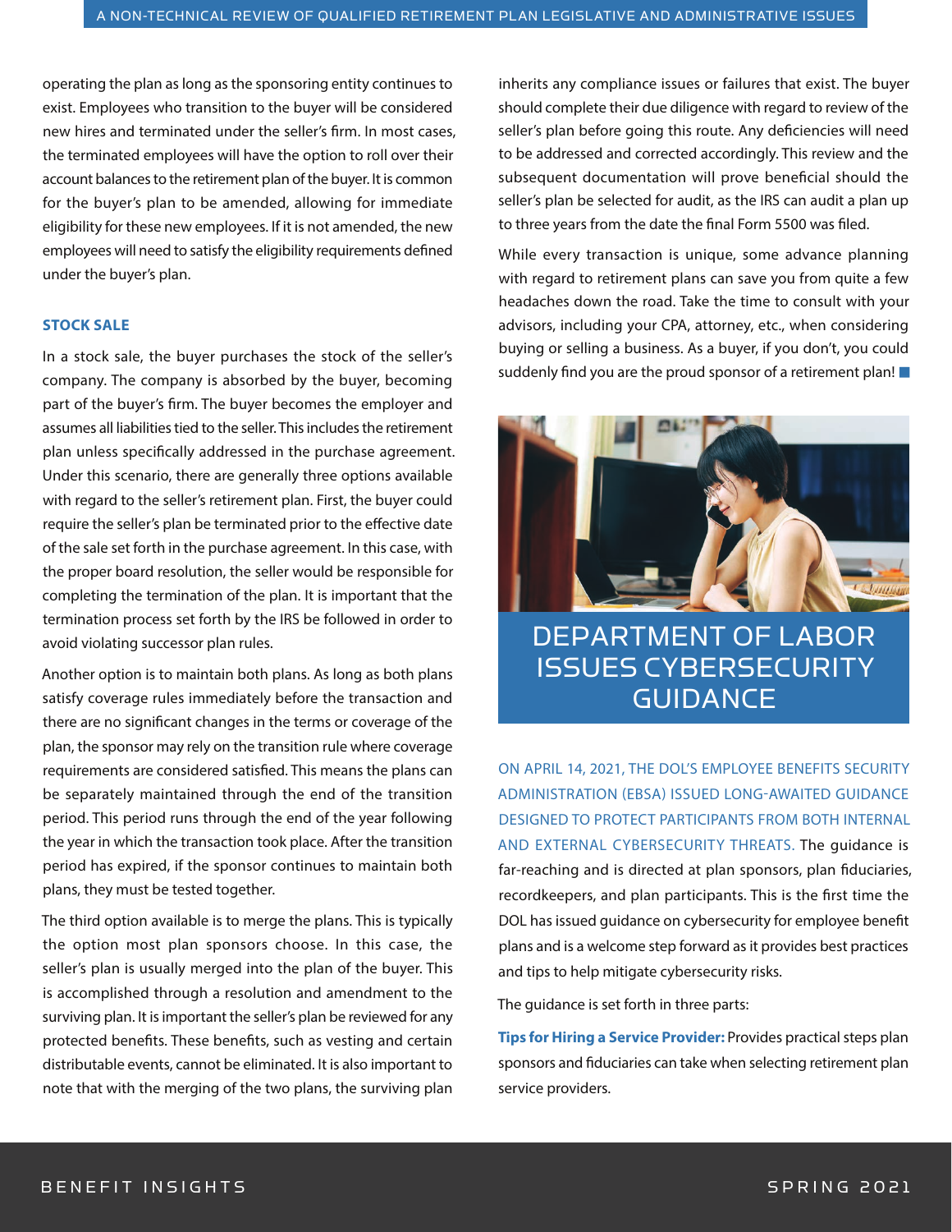operating the plan as long as the sponsoring entity continues to exist. Employees who transition to the buyer will be considered new hires and terminated under the seller's firm. In most cases, the terminated employees will have the option to roll over their account balances to the retirement plan of the buyer. It is common for the buyer's plan to be amended, allowing for immediate eligibility for these new employees. If it is not amended, the new employees will need to satisfy the eligibility requirements defined under the buyer's plan.

### STOCK SALE

In a stock sale, the buyer purchases the stock of the seller's company. The company is absorbed by the buyer, becoming part of the buyer's firm. The buyer becomes the employer and assumes all liabilities tied to the seller. This includes the retirement plan unless specifically addressed in the purchase agreement. Under this scenario, there are generally three options available with regard to the seller's retirement plan. First, the buyer could require the seller's plan be terminated prior to the effective date of the sale set forth in the purchase agreement. In this case, with the proper board resolution, the seller would be responsible for completing the termination of the plan. It is important that the termination process set forth by the IRS be followed in order to avoid violating successor plan rules.

Another option is to maintain both plans. As long as both plans satisfy coverage rules immediately before the transaction and there are no significant changes in the terms or coverage of the plan, the sponsor may rely on the transition rule where coverage requirements are considered satisfied. This means the plans can be separately maintained through the end of the transition period. This period runs through the end of the year following the year in which the transaction took place. After the transition period has expired, if the sponsor continues to maintain both plans, they must be tested together.

The third option available is to merge the plans. This is typically the option most plan sponsors choose. In this case, the seller's plan is usually merged into the plan of the buyer. This is accomplished through a resolution and amendment to the surviving plan. It is important the seller's plan be reviewed for any protected benefits. These benefits, such as vesting and certain distributable events, cannot be eliminated. It is also important to note that with the merging of the two plans, the surviving plan inherits any compliance issues or failures that exist. The buyer should complete their due diligence with regard to review of the seller's plan before going this route. Any deficiencies will need to be addressed and corrected accordingly. This review and the subsequent documentation will prove beneficial should the seller's plan be selected for audit, as the IRS can audit a plan up to three years from the date the final Form 5500 was filed.

While every transaction is unique, some advance planning with regard to retirement plans can save you from quite a few headaches down the road. Take the time to consult with your advisors, including your CPA, attorney, etc., when considering buying or selling a business. As a buyer, if you don't, you could suddenly find you are the proud sponsor of a retirement plan! ■

## DEPARTMENT OF LABOR ISSUES CYBERSECURITY GUIDANCE

ON APRIL 14, 2021, THE DOL'S EMPLOYEE BENEFITS SECURITY ADMINISTRATION (EBSA) ISSUED LONG-AWAITED GUIDANCE DESIGNED TO PROTECT PARTICIPANTS FROM BOTH INTERNAL AND EXTERNAL CYBERSECURITY THREATS. The guidance is far-reaching and is directed at plan sponsors, plan fiduciaries, recordkeepers, and plan participants. This is the first time the DOL has issued guidance on cybersecurity for employee benefit plans and is a welcome step forward as it provides best practices and tips to help mitigate cybersecurity risks.

The guidance is set forth in three parts:

**Tips for Hiring a Service Provider:** Provides practical steps plan sponsors and fiduciaries can take when selecting retirement plan service providers.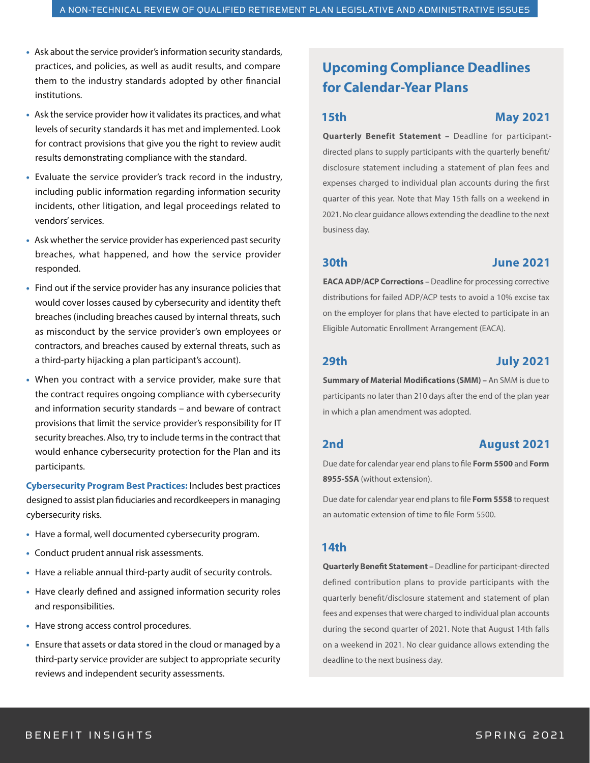- Ask about the service provider's information security standards, practices, and policies, as well as audit results, and compare them to the industry standards adopted by other financial institutions.
- Ask the service provider how it validates its practices, and what levels of security standards it has met and implemented. Look for contract provisions that give you the right to review audit results demonstrating compliance with the standard.
- Evaluate the service provider's track record in the industry, including public information regarding information security incidents, other litigation, and legal proceedings related to vendors' services.
- Ask whether the service provider has experienced past security breaches, what happened, and how the service provider responded.
- Find out if the service provider has any insurance policies that would cover losses caused by cybersecurity and identity theft breaches (including breaches caused by internal threats, such as misconduct by the service provider's own employees or contractors, and breaches caused by external threats, such as a third-party hijacking a plan participant's account).
- When you contract with a service provider, make sure that the contract requires ongoing compliance with cybersecurity and information security standards – and beware of contract provisions that limit the service provider's responsibility for IT security breaches. Also, try to include terms in the contract that would enhance cybersecurity protection for the Plan and its participants.

**Cybersecurity Program Best Practices:** Includes best practices designed to assist plan fiduciaries and recordkeepers in managing cybersecurity risks.

- Have a formal, well documented cybersecurity program.
- Conduct prudent annual risk assessments.
- Have a reliable annual third-party audit of security controls.
- Have clearly defined and assigned information security roles and responsibilities.
- Have strong access control procedures.
- Ensure that assets or data stored in the cloud or managed by a third-party service provider are subject to appropriate security reviews and independent security assessments.

## Upcoming Compliance Deadlines for Calendar-Year Plans

### 15th — May 2021

**Quarterly Benefit Statement –** Deadline for participant-directed plans to supply participants with the quarterly benefit/disclosure statement including a statement of plan fees and expenses charged to individual plan accounts during the first quarter of this year. Note that May 15th falls on a weekend in 2021. No clear guidance allows extending the deadline to the next business day.

### 30th — June 2021

**EACA ADP/ACP Corrections –** Deadline for processing corrective distributions for failed ADP/ACP tests to avoid a 10% excise tax on the employer for plans that have elected to participate in an Eligible Automatic Enrollment Arrangement (EACA).

### 29th — July 2021

**Summary of Material Modifications (SMM) –** An SMM is due to participants no later than 210 days after the end of the plan year in which a plan amendment was adopted.

### 2nd — August 2021

Due date for calendar year end plans to file **Form 5500** and **Form 8955-SSA** (without extension).

Due date for calendar year end plans to file **Form 5558** to request an automatic extension of time to file Form 5500.

### 14th

**Quarterly Benefit Statement –** Deadline for participant-directed defined contribution plans to provide participants with the quarterly benefit/disclosure statement and statement of plan fees and expenses that were charged to individual plan accounts during the second quarter of 2021. Note that August 14th falls on a weekend in 2021. No clear guidance allows extending the deadline to the next business day.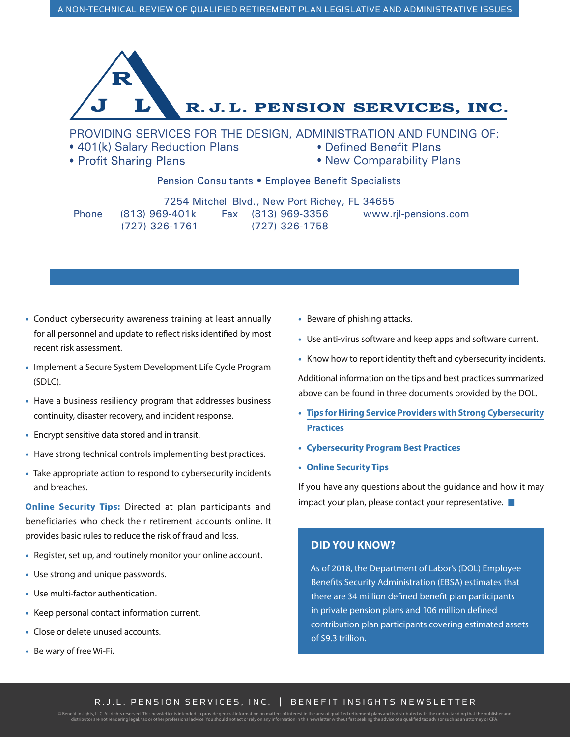# R. J. L. PENSION SERVICES, INC.

PROVIDING SERVICES FOR THE DESIGN, ADMINISTRATION AND FUNDING OF:

- 401(k) Salary Reduction Plans
- Profit Sharing Plans
- Defined Benefit Plans
- New Comparability Plans

Pension Consultants • Employee Benefit Specialists

7254 Mitchell Blvd., New Port Richey, FL 34655

Phone (813) 969-401k (727) 326-1761 Fax (813) 969-3356 (727) 326-1758 www.rjl-pensions.com

- Conduct cybersecurity awareness training at least annually for all personnel and update to reflect risks identified by most recent risk assessment.
- Implement a Secure System Development Life Cycle Program (SDLC).
- Have a business resiliency program that addresses business continuity, disaster recovery, and incident response.
- Encrypt sensitive data stored and in transit.
- Have strong technical controls implementing best practices.
- Take appropriate action to respond to cybersecurity incidents and breaches.

**Online Security Tips:** Directed at plan participants and beneficiaries who check their retirement accounts online. It provides basic rules to reduce the risk of fraud and loss.

- Register, set up, and routinely monitor your online account.
- Use strong and unique passwords.
- Use multi-factor authentication.
- Keep personal contact information current.
- Close or delete unused accounts.
- Be wary of free Wi-Fi.
- Beware of phishing attacks.
- Use anti-virus software and keep apps and software current.
- Know how to report identity theft and cybersecurity incidents.

Additional information on the tips and best practices summarized above can be found in three documents provided by the DOL.

- **Tips for Hiring Service Providers with Strong Cybersecurity Practices**
- **Cybersecurity Program Best Practices**
- **Online Security Tips**

If you have any questions about the guidance and how it may impact your plan, please contact your representative.

## DID YOU KNOW?

As of 2018, the Department of Labor's (DOL) Employee Benefits Security Administration (EBSA) estimates that there are 34 million defined benefit plan participants in private pension plans and 106 million defined contribution plan participants covering estimated assets of $9.3 trillion.

R.J.L. PENSION SERVICES, INC. | BENEFIT INSIGHTS NEWSLETTER

© Benefit Insights, LLC All rights reserved. This newsletter is intended to provide general information on matters of interest in the area of qualified retirement plans and is distributed with the understanding that the publisher and distributor are not rendering legal, tax or other professional advice. You should not act or rely on any information in this newsletter without first seeking the advice of a qualified tax advisor such as an attorney or CPA.